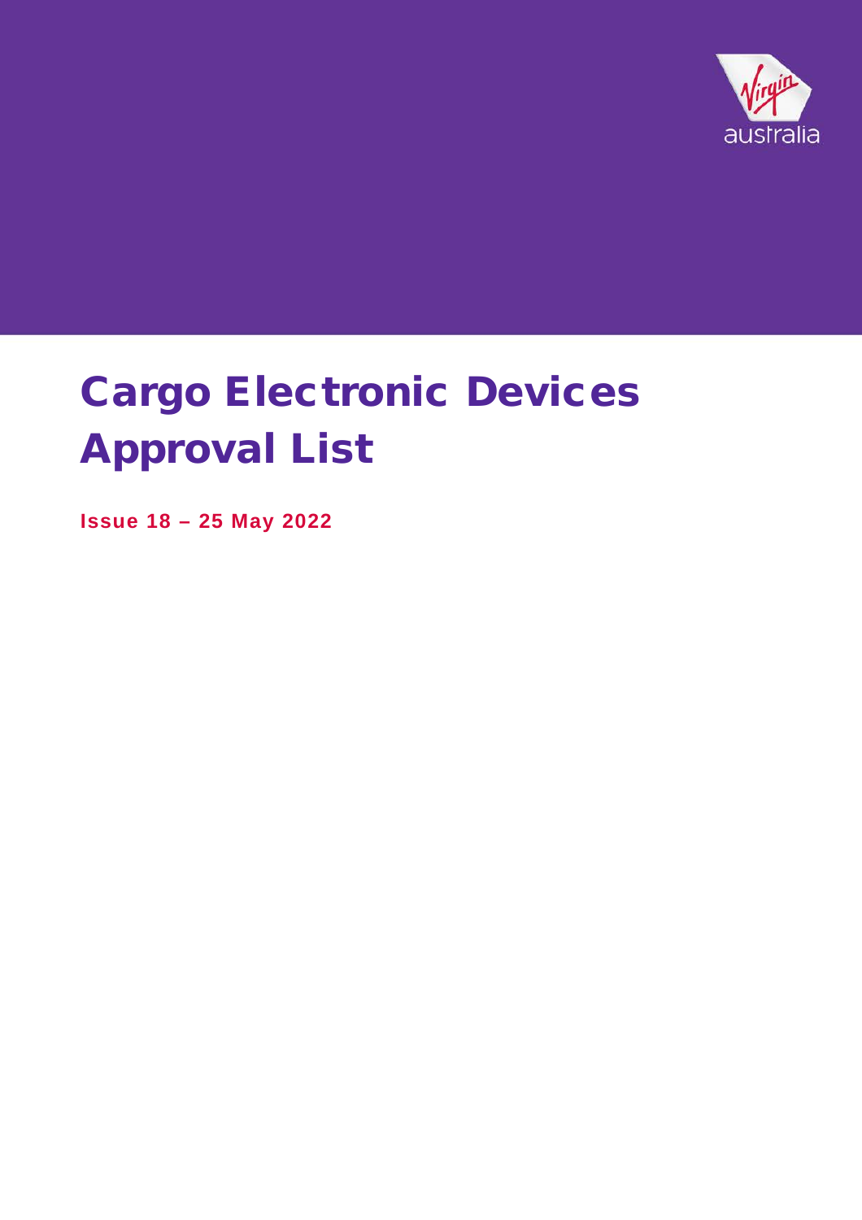virgin australia

# Cargo Electronic Devices Approval List

**Issue 18 – 25 May 2022**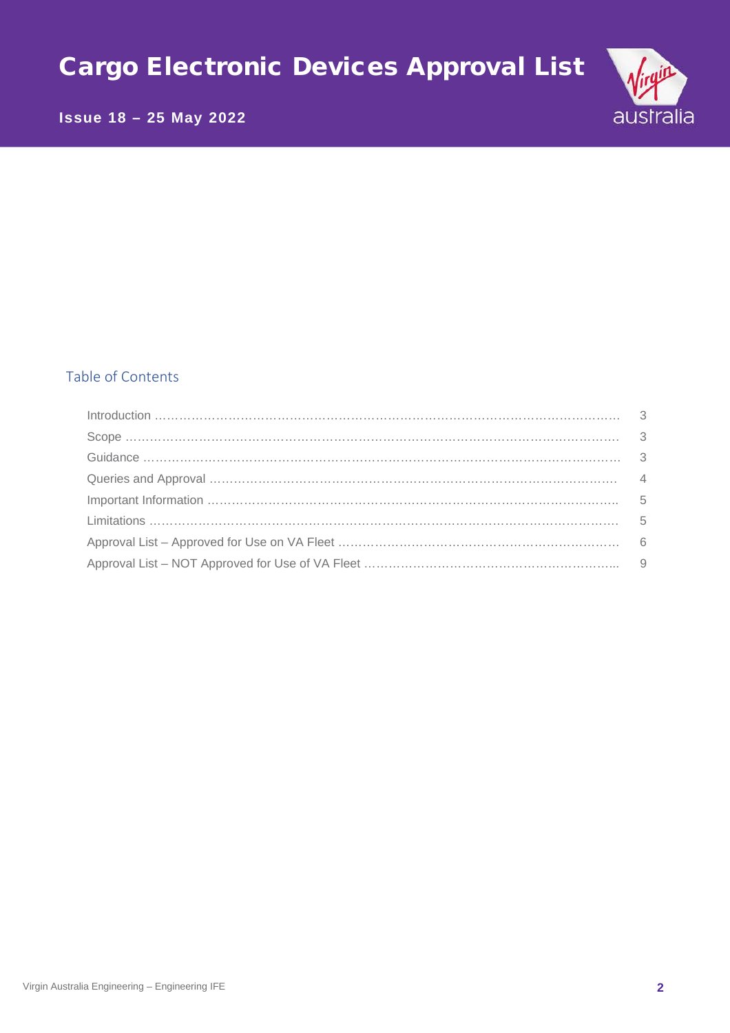# Cargo Electronic Devices Approval List

**Issue 18 – 25 May 2022**

## Table of Contents

| | |
|---|---|
| Introduction | 3 |
| Scope | 3 |
| Guidance | 3 |
| Queries and Approval | 4 |
| Important Information | 5 |
| Limitations | 5 |
| Approval List – Approved for Use on VA Fleet | 6 |
| Approval List – NOT Approved for Use of VA Fleet | 9 |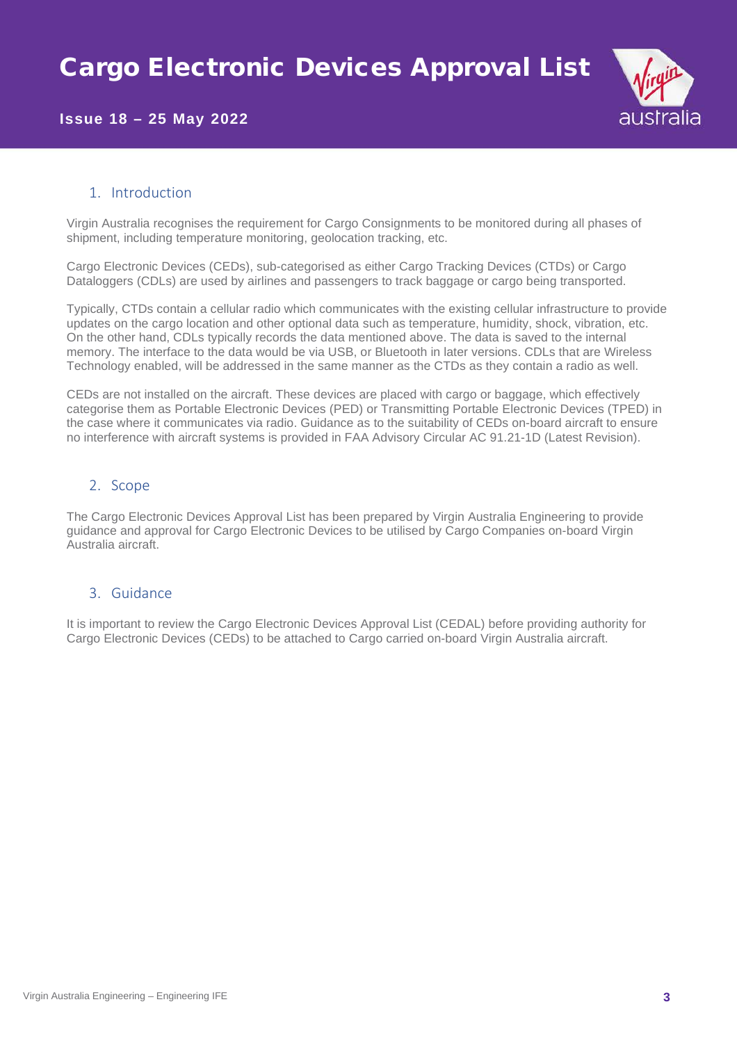## 1. Introduction

Virgin Australia recognises the requirement for Cargo Consignments to be monitored during all phases of shipment, including temperature monitoring, geolocation tracking, etc.

Cargo Electronic Devices (CEDs), sub-categorised as either Cargo Tracking Devices (CTDs) or Cargo Dataloggers (CDLs) are used by airlines and passengers to track baggage or cargo being transported.

Typically, CTDs contain a cellular radio which communicates with the existing cellular infrastructure to provide updates on the cargo location and other optional data such as temperature, humidity, shock, vibration, etc. On the other hand, CDLs typically records the data mentioned above. The data is saved to the internal memory. The interface to the data would be via USB, or Bluetooth in later versions. CDLs that are Wireless Technology enabled, will be addressed in the same manner as the CTDs as they contain a radio as well.

CEDs are not installed on the aircraft. These devices are placed with cargo or baggage, which effectively categorise them as Portable Electronic Devices (PED) or Transmitting Portable Electronic Devices (TPED) in the case where it communicates via radio. Guidance as to the suitability of CEDs on-board aircraft to ensure no interference with aircraft systems is provided in FAA Advisory Circular AC 91.21-1D (Latest Revision).

## 2. Scope

The Cargo Electronic Devices Approval List has been prepared by Virgin Australia Engineering to provide guidance and approval for Cargo Electronic Devices to be utilised by Cargo Companies on-board Virgin Australia aircraft.

## 3. Guidance

It is important to review the Cargo Electronic Devices Approval List (CEDAL) before providing authority for Cargo Electronic Devices (CEDs) to be attached to Cargo carried on-board Virgin Australia aircraft.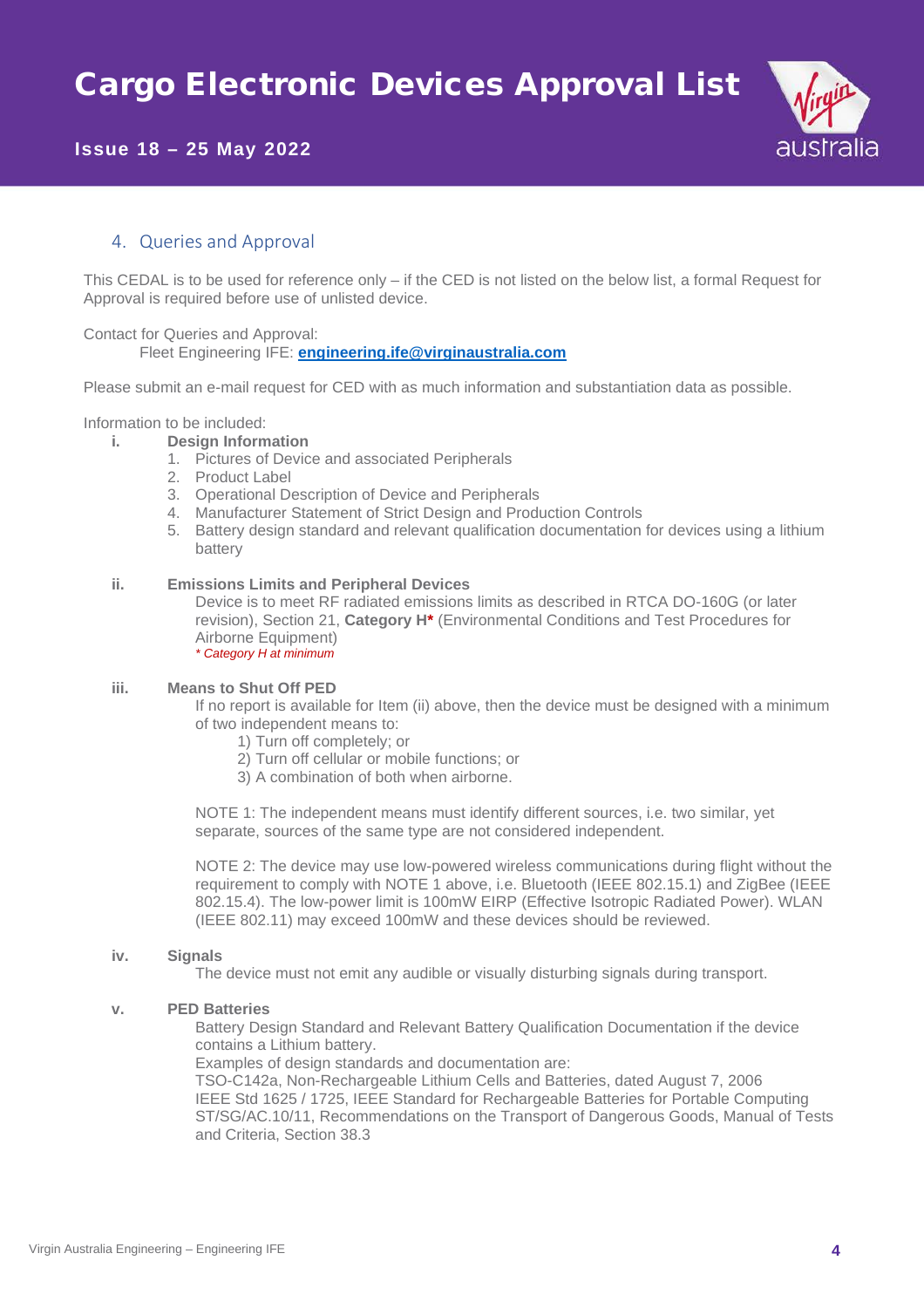## 4. Queries and Approval

This CEDAL is to be used for reference only – if the CED is not listed on the below list, a formal Request for Approval is required before use of unlisted device.

Contact for Queries and Approval:
Fleet Engineering IFE: **engineering.ife@virginaustralia.com**

Please submit an e-mail request for CED with as much information and substantiation data as possible.

Information to be included:

**i. Design Information**

1. Pictures of Device and associated Peripherals
2. Product Label
3. Operational Description of Device and Peripherals
4. Manufacturer Statement of Strict Design and Production Controls
5. Battery design standard and relevant qualification documentation for devices using a lithium battery

**ii. Emissions Limits and Peripheral Devices**

Device is to meet RF radiated emissions limits as described in RTCA DO-160G (or later revision), Section 21, **Category H*** (Environmental Conditions and Test Procedures for Airborne Equipment)
*\* Category H at minimum*

**iii. Means to Shut Off PED**

If no report is available for Item (ii) above, then the device must be designed with a minimum of two independent means to:

1) Turn off completely; or
2) Turn off cellular or mobile functions; or
3) A combination of both when airborne.

NOTE 1: The independent means must identify different sources, i.e. two similar, yet separate, sources of the same type are not considered independent.

NOTE 2: The device may use low-powered wireless communications during flight without the requirement to comply with NOTE 1 above, i.e. Bluetooth (IEEE 802.15.1) and ZigBee (IEEE 802.15.4). The low-power limit is 100mW EIRP (Effective Isotropic Radiated Power). WLAN (IEEE 802.11) may exceed 100mW and these devices should be reviewed.

**iv. Signals**

The device must not emit any audible or visually disturbing signals during transport.

**v. PED Batteries**

Battery Design Standard and Relevant Battery Qualification Documentation if the device contains a Lithium battery.
Examples of design standards and documentation are:
TSO-C142a, Non-Rechargeable Lithium Cells and Batteries, dated August 7, 2006
IEEE Std 1625 / 1725, IEEE Standard for Rechargeable Batteries for Portable Computing
ST/SG/AC.10/11, Recommendations on the Transport of Dangerous Goods, Manual of Tests and Criteria, Section 38.3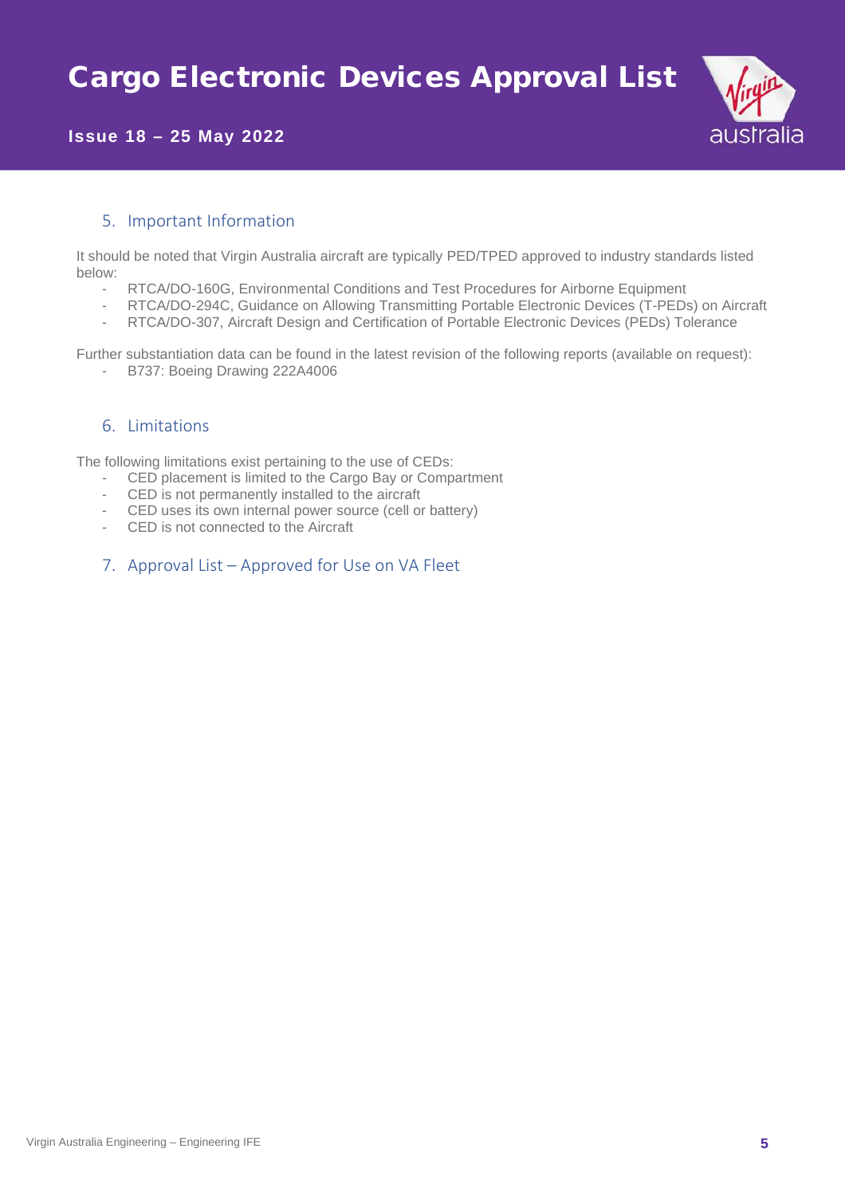## 5. Important Information

It should be noted that Virgin Australia aircraft are typically PED/TPED approved to industry standards listed below:

- RTCA/DO-160G, Environmental Conditions and Test Procedures for Airborne Equipment
- RTCA/DO-294C, Guidance on Allowing Transmitting Portable Electronic Devices (T-PEDs) on Aircraft
- RTCA/DO-307, Aircraft Design and Certification of Portable Electronic Devices (PEDs) Tolerance

Further substantiation data can be found in the latest revision of the following reports (available on request):

- B737: Boeing Drawing 222A4006

## 6. Limitations

The following limitations exist pertaining to the use of CEDs:

- CED placement is limited to the Cargo Bay or Compartment
- CED is not permanently installed to the aircraft
- CED uses its own internal power source (cell or battery)
- CED is not connected to the Aircraft

## 7. Approval List – Approved for Use on VA Fleet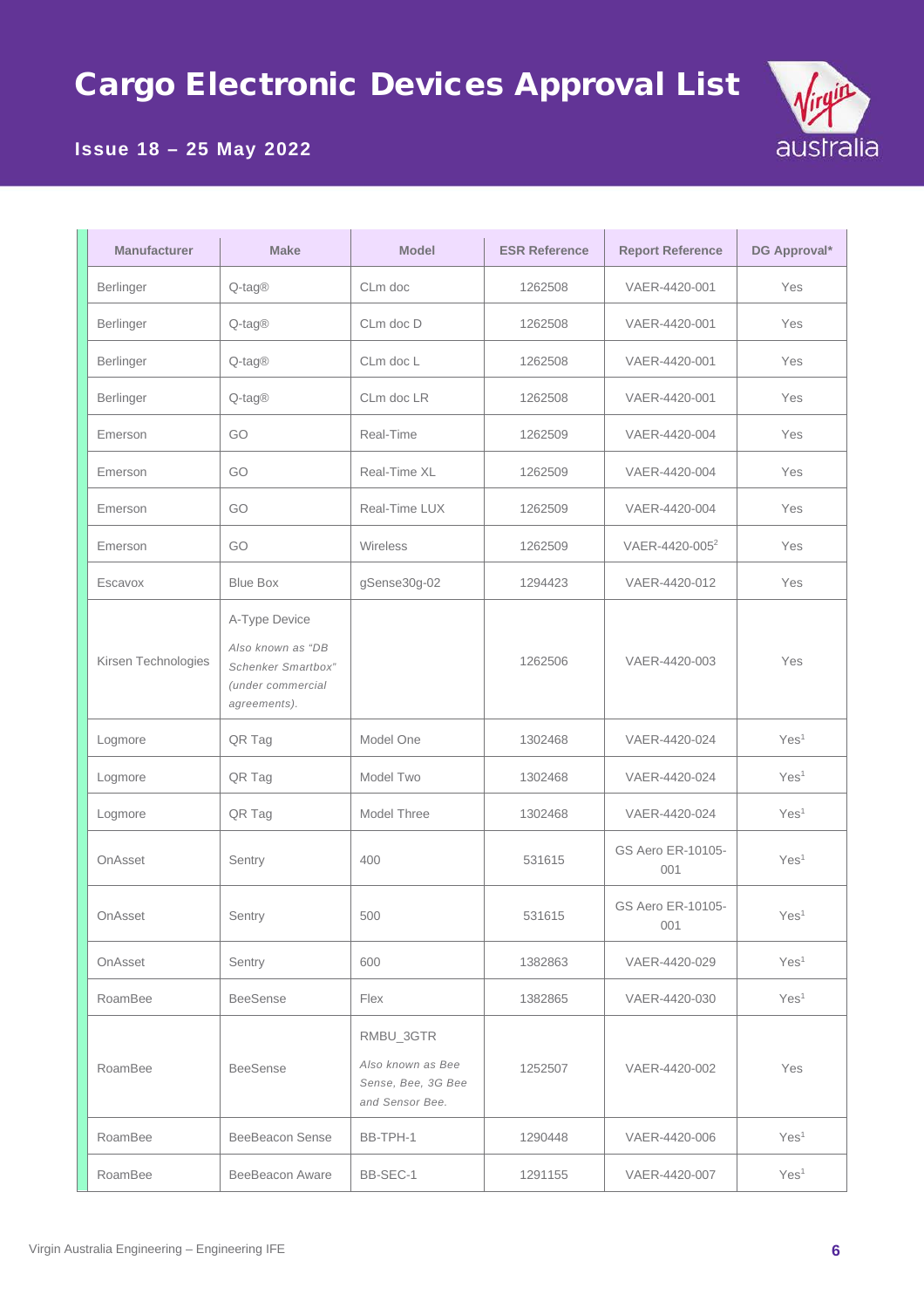# Cargo Electronic Devices Approval List

**Issue 18 – 25 May 2022**

| Manufacturer | Make | Model | ESR Reference | Report Reference | DG Approval* |
|---|---|---|---|---|---|
| Berlinger | Q-tag® | CLm doc | 1262508 | VAER-4420-001 | Yes |
| Berlinger | Q-tag® | CLm doc D | 1262508 | VAER-4420-001 | Yes |
| Berlinger | Q-tag® | CLm doc L | 1262508 | VAER-4420-001 | Yes |
| Berlinger | Q-tag® | CLm doc LR | 1262508 | VAER-4420-001 | Yes |
| Emerson | GO | Real-Time | 1262509 | VAER-4420-004 | Yes |
| Emerson | GO | Real-Time XL | 1262509 | VAER-4420-004 | Yes |
| Emerson | GO | Real-Time LUX | 1262509 | VAER-4420-004 | Yes |
| Emerson | GO | Wireless | 1262509 | VAER-4420-005[2] | Yes |
| Escavox | Blue Box | gSense30g-02 | 1294423 | VAER-4420-012 | Yes |
| Kirsen Technologies | A-Type Device *Also known as "DB Schenker Smartbox" (under commercial agreements).* | | 1262506 | VAER-4420-003 | Yes |
| Logmore | QR Tag | Model One | 1302468 | VAER-4420-024 | Yes[1] |
| Logmore | QR Tag | Model Two | 1302468 | VAER-4420-024 | Yes[1] |
| Logmore | QR Tag | Model Three | 1302468 | VAER-4420-024 | Yes[1] |
| OnAsset | Sentry | 400 | 531615 | GS Aero ER-10105-001 | Yes[1] |
| OnAsset | Sentry | 500 | 531615 | GS Aero ER-10105-001 | Yes[1] |
| OnAsset | Sentry | 600 | 1382863 | VAER-4420-029 | Yes[1] |
| RoamBee | BeeSense | Flex | 1382865 | VAER-4420-030 | Yes[1] |
| RoamBee | BeeSense | RMBU_3GTR *Also known as Bee Sense, Bee, 3G Bee and Sensor Bee.* | 1252507 | VAER-4420-002 | Yes |
| RoamBee | BeeBeacon Sense | BB-TPH-1 | 1290448 | VAER-4420-006 | Yes[1] |
| RoamBee | BeeBeacon Aware | BB-SEC-1 | 1291155 | VAER-4420-007 | Yes[1] |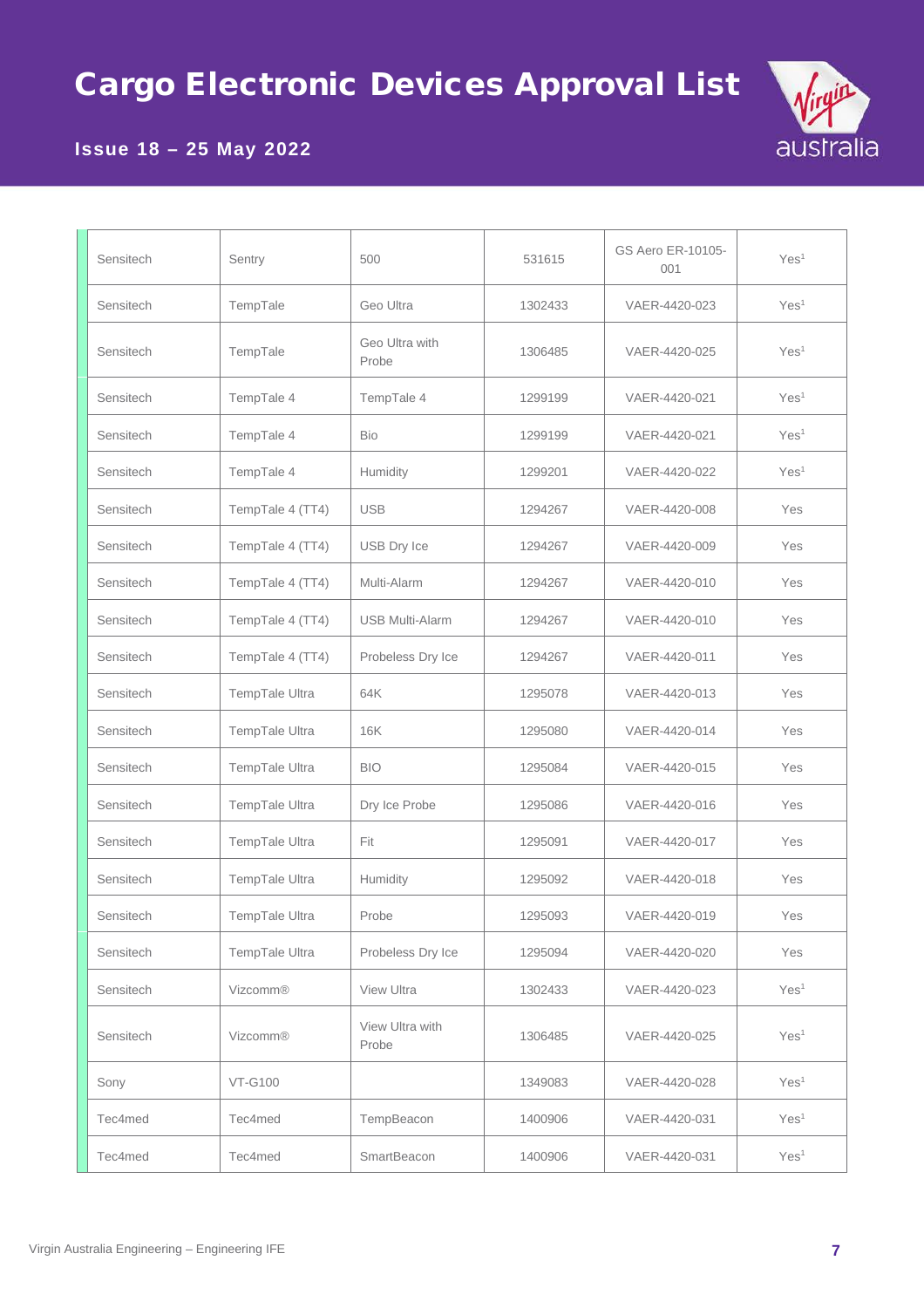# Cargo Electronic Devices Approval List

**Issue 18 – 25 May 2022**

| | | | | | |
|---|---|---|---|---|---|
| Sensitech | Sentry | 500 | 531615 | GS Aero ER-10105-001 | Yes[1] |
| Sensitech | TempTale | Geo Ultra | 1302433 | VAER-4420-023 | Yes[1] |
| Sensitech | TempTale | Geo Ultra with Probe | 1306485 | VAER-4420-025 | Yes[1] |
| Sensitech | TempTale 4 | TempTale 4 | 1299199 | VAER-4420-021 | Yes[1] |
| Sensitech | TempTale 4 | Bio | 1299199 | VAER-4420-021 | Yes[1] |
| Sensitech | TempTale 4 | Humidity | 1299201 | VAER-4420-022 | Yes[1] |
| Sensitech | TempTale 4 (TT4) | USB | 1294267 | VAER-4420-008 | Yes |
| Sensitech | TempTale 4 (TT4) | USB Dry Ice | 1294267 | VAER-4420-009 | Yes |
| Sensitech | TempTale 4 (TT4) | Multi-Alarm | 1294267 | VAER-4420-010 | Yes |
| Sensitech | TempTale 4 (TT4) | USB Multi-Alarm | 1294267 | VAER-4420-010 | Yes |
| Sensitech | TempTale 4 (TT4) | Probeless Dry Ice | 1294267 | VAER-4420-011 | Yes |
| Sensitech | TempTale Ultra | 64K | 1295078 | VAER-4420-013 | Yes |
| Sensitech | TempTale Ultra | 16K | 1295080 | VAER-4420-014 | Yes |
| Sensitech | TempTale Ultra | BIO | 1295084 | VAER-4420-015 | Yes |
| Sensitech | TempTale Ultra | Dry Ice Probe | 1295086 | VAER-4420-016 | Yes |
| Sensitech | TempTale Ultra | Fit | 1295091 | VAER-4420-017 | Yes |
| Sensitech | TempTale Ultra | Humidity | 1295092 | VAER-4420-018 | Yes |
| Sensitech | TempTale Ultra | Probe | 1295093 | VAER-4420-019 | Yes |
| Sensitech | TempTale Ultra | Probeless Dry Ice | 1295094 | VAER-4420-020 | Yes |
| Sensitech | Vizcomm® | View Ultra | 1302433 | VAER-4420-023 | Yes[1] |
| Sensitech | Vizcomm® | View Ultra with Probe | 1306485 | VAER-4420-025 | Yes[1] |
| Sony | VT-G100 | | 1349083 | VAER-4420-028 | Yes[1] |
| Tec4med | Tec4med | TempBeacon | 1400906 | VAER-4420-031 | Yes[1] |
| Tec4med | Tec4med | SmartBeacon | 1400906 | VAER-4420-031 | Yes[1] |

Virgin Australia Engineering – Engineering IFE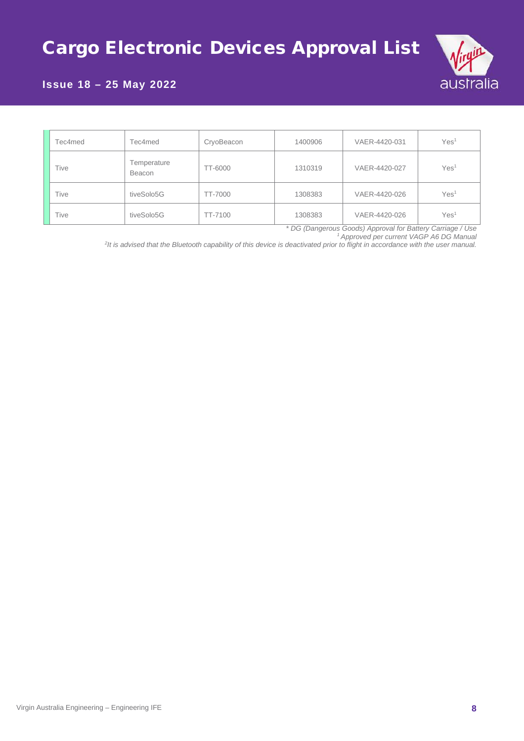# Cargo Electronic Devices Approval List

**Issue 18 – 25 May 2022**

| | | | | | |
|---|---|---|---|---|---|
| Tec4med | Tec4med | CryoBeacon | 1400906 | VAER-4420-031 | Yes[1] |
| Tive | Temperature Beacon | TT-6000 | 1310319 | VAER-4420-027 | Yes[1] |
| Tive | tiveSolo5G | TT-7000 | 1308383 | VAER-4420-026 | Yes[1] |
| Tive | tiveSolo5G | TT-7100 | 1308383 | VAER-4420-026 | Yes[1] |

*\* DG (Dangerous Goods) Approval for Battery Carriage / Use*

*[1] Approved per current VAGP A6 DG Manual*

*[2] It is advised that the Bluetooth capability of this device is deactivated prior to flight in accordance with the user manual.*

Virgin Australia Engineering – Engineering IFE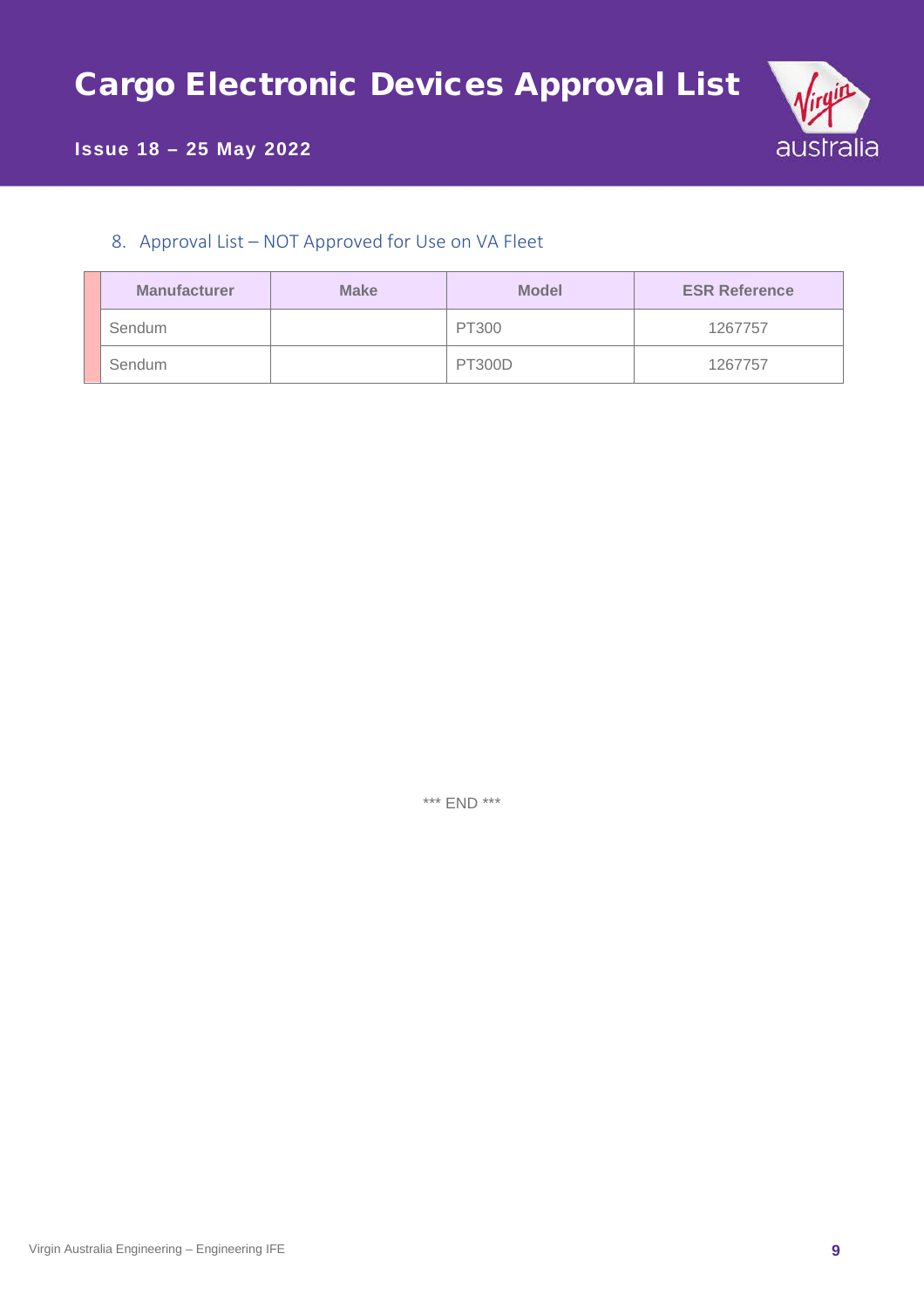## 8. Approval List – NOT Approved for Use on VA Fleet

| Manufacturer | Make | Model | ESR Reference |
|---|---|---|---|
| Sendum | | PT300 | 1267757 |
| Sendum | | PT300D | 1267757 |

*** END ***